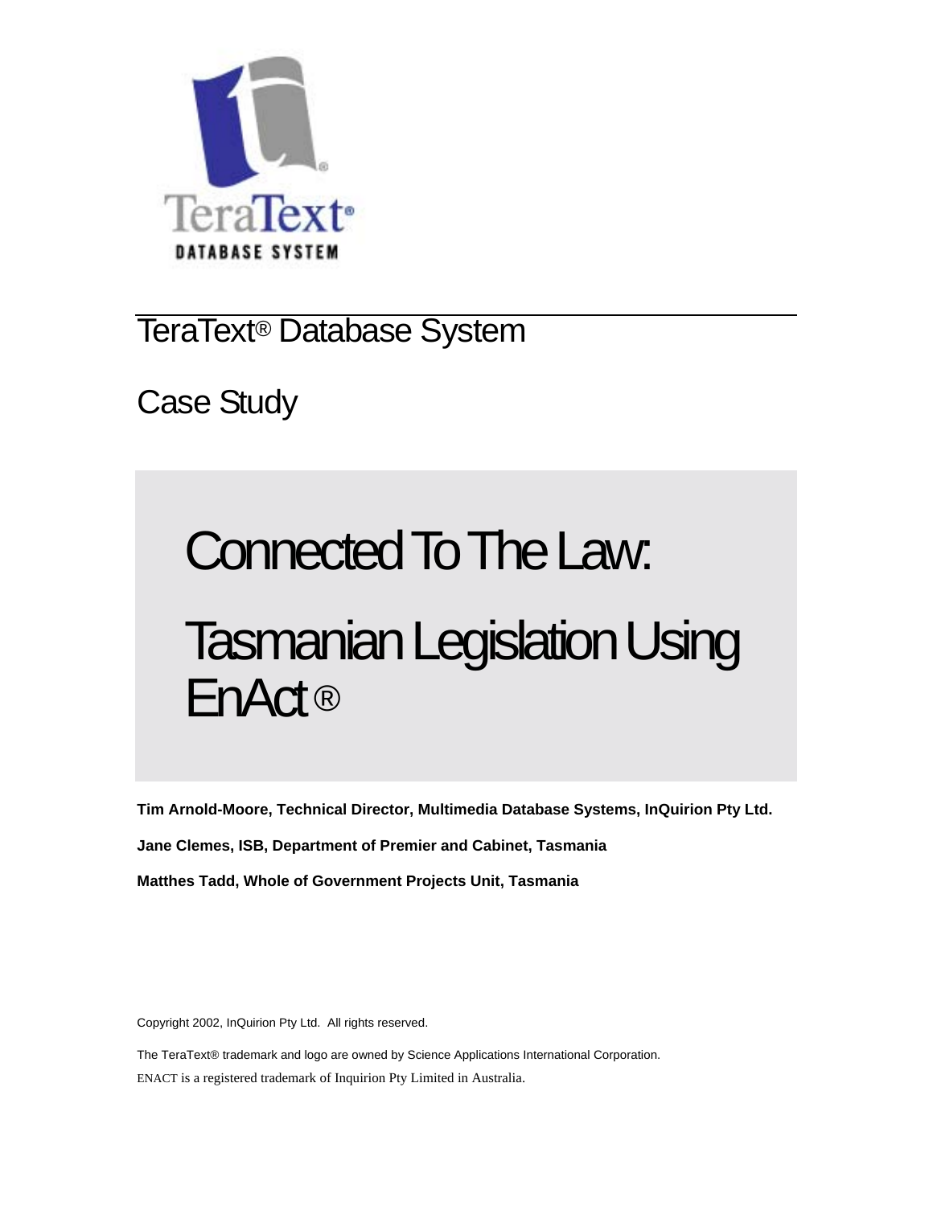TeraText® Database System

Case Study

# Connected To The Law: Tasmanian Legislation Using EnAct®

**Tim Arnold-Moore, Technical Director, Multimedia Database Systems, InQuirion Pty Ltd.**

**Jane Clemes, ISB, Department of Premier and Cabinet, Tasmania**

**Matthes Tadd, Whole of Government Projects Unit, Tasmania**

Copyright 2002, InQuirion Pty Ltd. All rights reserved.

The TeraText® trademark and logo are owned by Science Applications International Corporation.

ENACT is a registered trademark of Inquirion Pty Limited in Australia.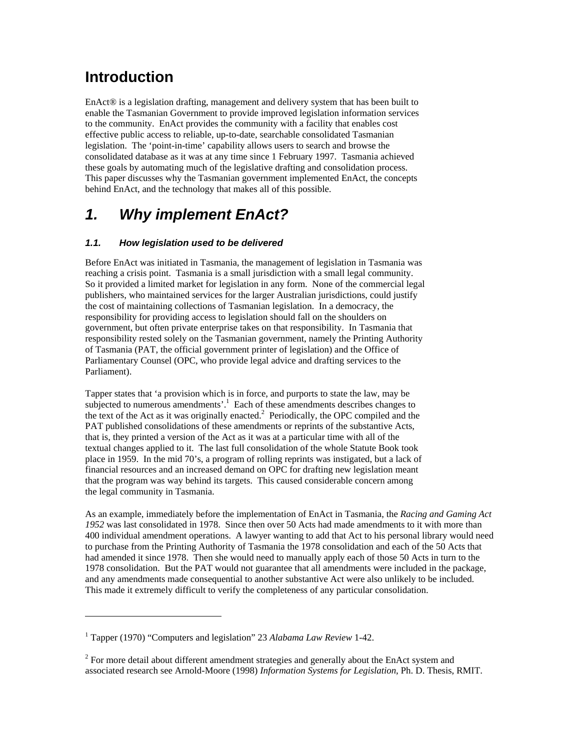# Introduction

EnAct® is a legislation drafting, management and delivery system that has been built to enable the Tasmanian Government to provide improved legislation information services to the community. EnAct provides the community with a facility that enables cost effective public access to reliable, up-to-date, searchable consolidated Tasmanian legislation. The 'point-in-time' capability allows users to search and browse the consolidated database as it was at any time since 1 February 1997. Tasmania achieved these goals by automating much of the legislative drafting and consolidation process. This paper discusses why the Tasmanian government implemented EnAct, the concepts behind EnAct, and the technology that makes all of this possible.

# 1. Why implement EnAct?

### 1.1. How legislation used to be delivered

Before EnAct was initiated in Tasmania, the management of legislation in Tasmania was reaching a crisis point. Tasmania is a small jurisdiction with a small legal community. So it provided a limited market for legislation in any form. None of the commercial legal publishers, who maintained services for the larger Australian jurisdictions, could justify the cost of maintaining collections of Tasmanian legislation. In a democracy, the responsibility for providing access to legislation should fall on the shoulders on government, but often private enterprise takes on that responsibility. In Tasmania that responsibility rested solely on the Tasmanian government, namely the Printing Authority of Tasmania (PAT, the official government printer of legislation) and the Office of Parliamentary Counsel (OPC, who provide legal advice and drafting services to the Parliament).

Tapper states that 'a provision which is in force, and purports to state the law, may be subjected to numerous amendments'.[1] Each of these amendments describes changes to the text of the Act as it was originally enacted.[2] Periodically, the OPC compiled and the PAT published consolidations of these amendments or reprints of the substantive Acts, that is, they printed a version of the Act as it was at a particular time with all of the textual changes applied to it. The last full consolidation of the whole Statute Book took place in 1959. In the mid 70's, a program of rolling reprints was instigated, but a lack of financial resources and an increased demand on OPC for drafting new legislation meant that the program was way behind its targets. This caused considerable concern among the legal community in Tasmania.

As an example, immediately before the implementation of EnAct in Tasmania, the *Racing and Gaming Act 1952* was last consolidated in 1978. Since then over 50 Acts had made amendments to it with more than 400 individual amendment operations. A lawyer wanting to add that Act to his personal library would need to purchase from the Printing Authority of Tasmania the 1978 consolidation and each of the 50 Acts that had amended it since 1978. Then she would need to manually apply each of those 50 Acts in turn to the 1978 consolidation. But the PAT would not guarantee that all amendments were included in the package, and any amendments made consequential to another substantive Act were also unlikely to be included. This made it extremely difficult to verify the completeness of any particular consolidation.

---

[1] Tapper (1970) "Computers and legislation" 23 *Alabama Law Review* 1-42.

[2] For more detail about different amendment strategies and generally about the EnAct system and associated research see Arnold-Moore (1998) *Information Systems for Legislation*, Ph. D. Thesis, RMIT.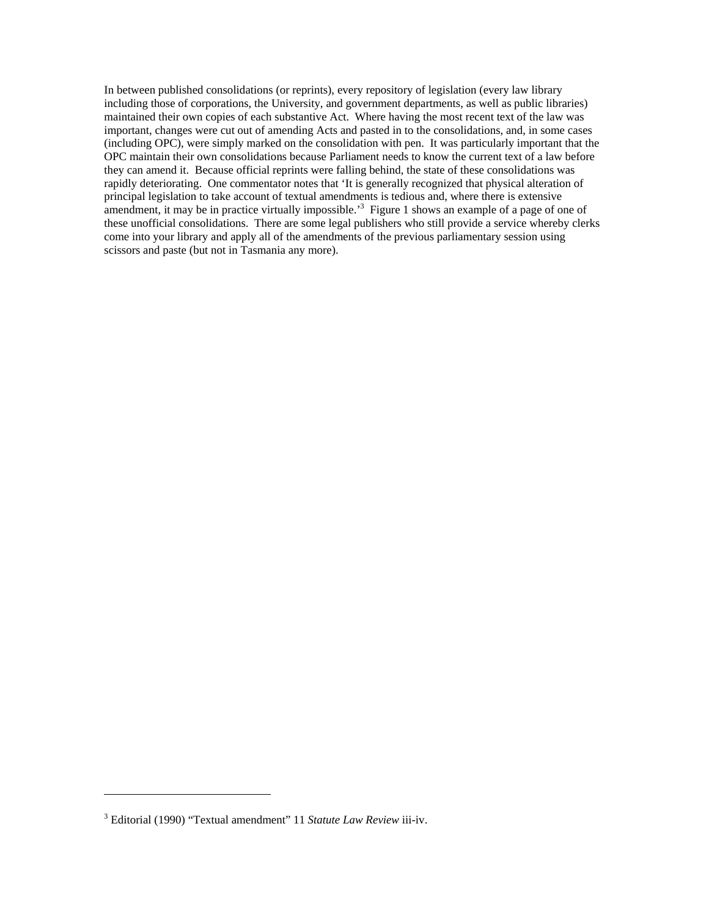In between published consolidations (or reprints), every repository of legislation (every law library including those of corporations, the University, and government departments, as well as public libraries) maintained their own copies of each substantive Act. Where having the most recent text of the law was important, changes were cut out of amending Acts and pasted in to the consolidations, and, in some cases (including OPC), were simply marked on the consolidation with pen. It was particularly important that the OPC maintain their own consolidations because Parliament needs to know the current text of a law before they can amend it. Because official reprints were falling behind, the state of these consolidations was rapidly deteriorating. One commentator notes that 'It is generally recognized that physical alteration of principal legislation to take account of textual amendments is tedious and, where there is extensive amendment, it may be in practice virtually impossible.'[3] Figure 1 shows an example of a page of one of these unofficial consolidations. There are some legal publishers who still provide a service whereby clerks come into your library and apply all of the amendments of the previous parliamentary session using scissors and paste (but not in Tasmania any more).

---

[3] Editorial (1990) "Textual amendment" 11 *Statute Law Review* iii-iv.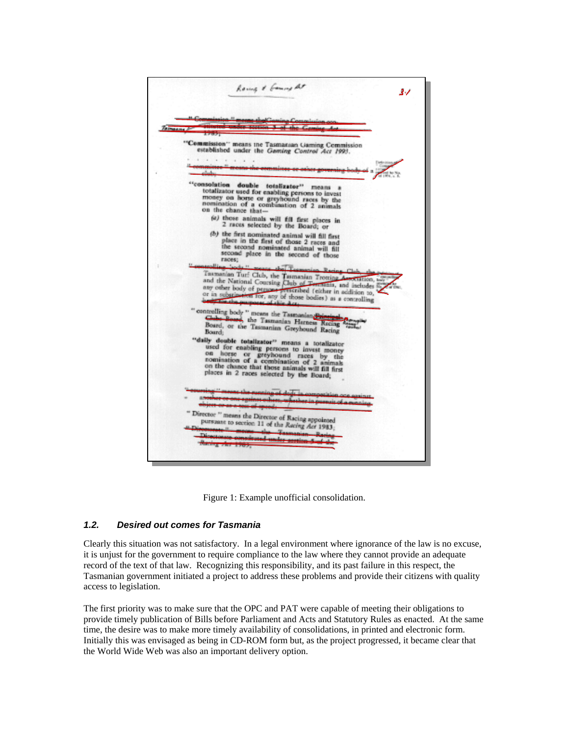Figure 1: Example unofficial consolidation.

### *1.2. Desired out comes for Tasmania*

Clearly this situation was not satisfactory. In a legal environment where ignorance of the law is no excuse, it is unjust for the government to require compliance to the law where they cannot provide an adequate record of the text of that law. Recognizing this responsibility, and its past failure in this respect, the Tasmanian government initiated a project to address these problems and provide their citizens with quality access to legislation.

The first priority was to make sure that the OPC and PAT were capable of meeting their obligations to provide timely publication of Bills before Parliament and Acts and Statutory Rules as enacted. At the same time, the desire was to make more timely availability of consolidations, in printed and electronic form. Initially this was envisaged as being in CD-ROM form but, as the project progressed, it became clear that the World Wide Web was also an important delivery option.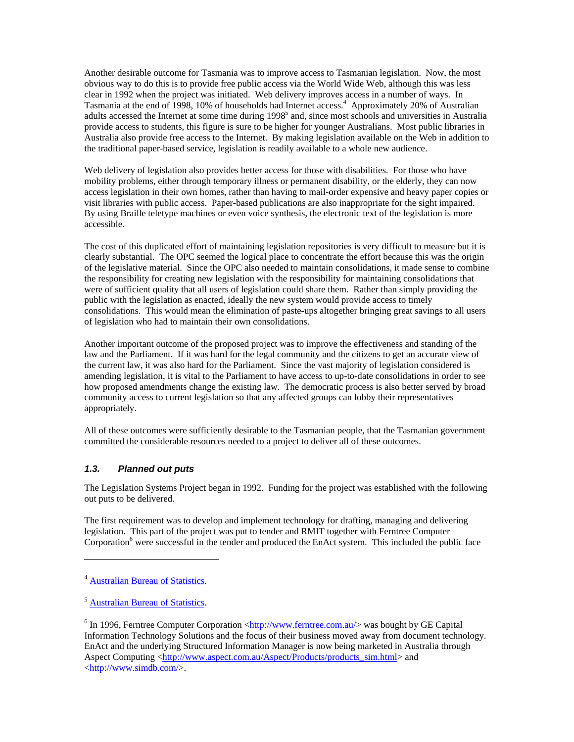Another desirable outcome for Tasmania was to improve access to Tasmanian legislation. Now, the most obvious way to do this is to provide free public access via the World Wide Web, although this was less clear in 1992 when the project was initiated. Web delivery improves access in a number of ways. In Tasmania at the end of 1998, 10% of households had Internet access.[4] Approximately 20% of Australian adults accessed the Internet at some time during 1998[5] and, since most schools and universities in Australia provide access to students, this figure is sure to be higher for younger Australians. Most public libraries in Australia also provide free access to the Internet. By making legislation available on the Web in addition to the traditional paper-based service, legislation is readily available to a whole new audience.

Web delivery of legislation also provides better access for those with disabilities. For those who have mobility problems, either through temporary illness or permanent disability, or the elderly, they can now access legislation in their own homes, rather than having to mail-order expensive and heavy paper copies or visit libraries with public access. Paper-based publications are also inappropriate for the sight impaired. By using Braille teletype machines or even voice synthesis, the electronic text of the legislation is more accessible.

The cost of this duplicated effort of maintaining legislation repositories is very difficult to measure but it is clearly substantial. The OPC seemed the logical place to concentrate the effort because this was the origin of the legislative material. Since the OPC also needed to maintain consolidations, it made sense to combine the responsibility for creating new legislation with the responsibility for maintaining consolidations that were of sufficient quality that all users of legislation could share them. Rather than simply providing the public with the legislation as enacted, ideally the new system would provide access to timely consolidations. This would mean the elimination of paste-ups altogether bringing great savings to all users of legislation who had to maintain their own consolidations.

Another important outcome of the proposed project was to improve the effectiveness and standing of the law and the Parliament. If it was hard for the legal community and the citizens to get an accurate view of the current law, it was also hard for the Parliament. Since the vast majority of legislation considered is amending legislation, it is vital to the Parliament to have access to up-to-date consolidations in order to see how proposed amendments change the existing law. The democratic process is also better served by broad community access to current legislation so that any affected groups can lobby their representatives appropriately.

All of these outcomes were sufficiently desirable to the Tasmanian people, that the Tasmanian government committed the considerable resources needed to a project to deliver all of these outcomes.

### *1.3. Planned out puts*

The Legislation Systems Project began in 1992. Funding for the project was established with the following out puts to be delivered.

The first requirement was to develop and implement technology for drafting, managing and delivering legislation. This part of the project was put to tender and RMIT together with Ferntree Computer Corporation[6] were successful in the tender and produced the EnAct system. This included the public face

---

[4] Australian Bureau of Statistics.

[5] Australian Bureau of Statistics.

[6] In 1996, Ferntree Computer Corporation <http://www.ferntree.com.au/> was bought by GE Capital Information Technology Solutions and the focus of their business moved away from document technology. EnAct and the underlying Structured Information Manager is now being marketed in Australia through Aspect Computing <http://www.aspect.com.au/Aspect/Products/products_sim.html> and <http://www.simdb.com/>.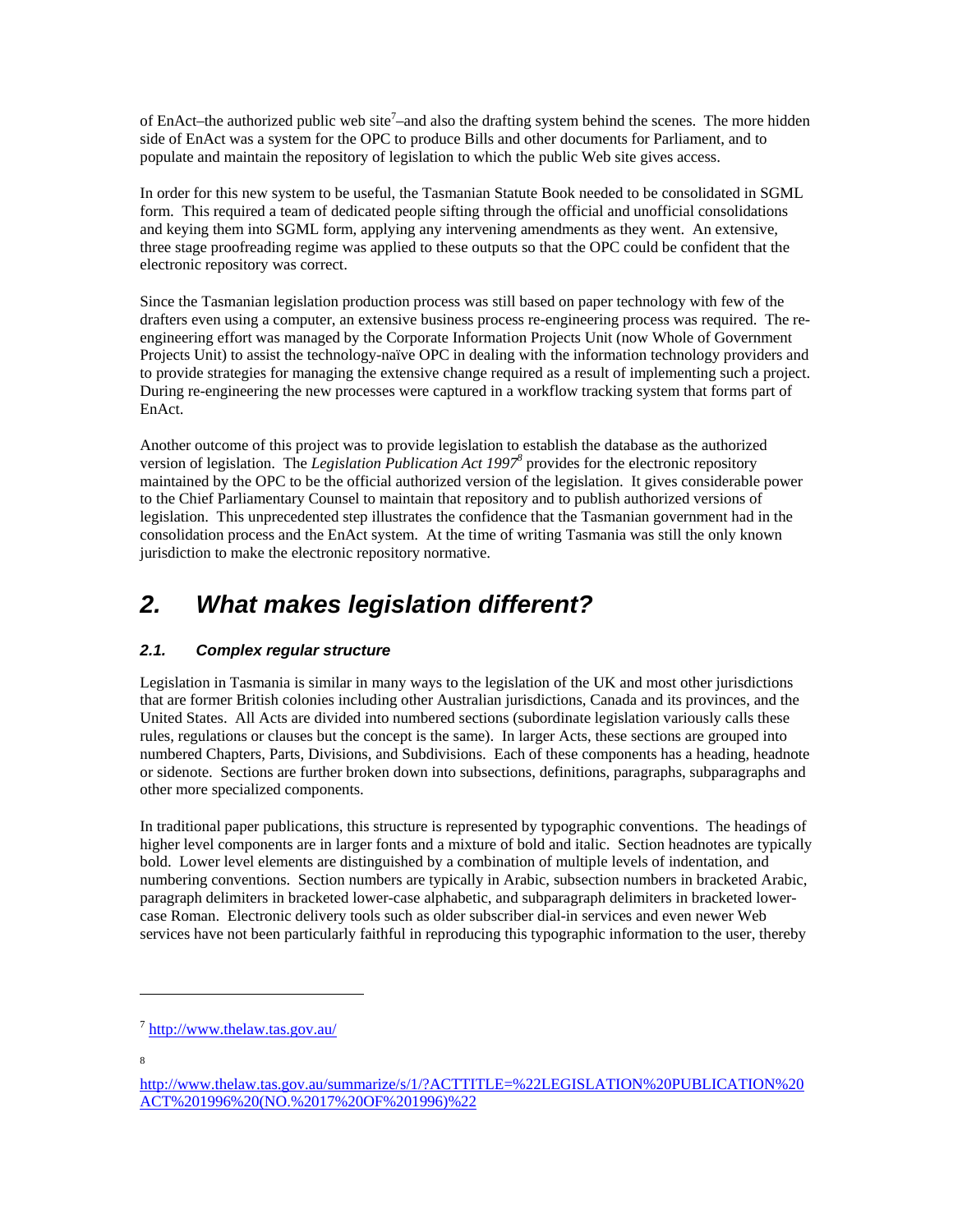of EnAct–the authorized public web site[7]–and also the drafting system behind the scenes. The more hidden side of EnAct was a system for the OPC to produce Bills and other documents for Parliament, and to populate and maintain the repository of legislation to which the public Web site gives access.

In order for this new system to be useful, the Tasmanian Statute Book needed to be consolidated in SGML form. This required a team of dedicated people sifting through the official and unofficial consolidations and keying them into SGML form, applying any intervening amendments as they went. An extensive, three stage proofreading regime was applied to these outputs so that the OPC could be confident that the electronic repository was correct.

Since the Tasmanian legislation production process was still based on paper technology with few of the drafters even using a computer, an extensive business process re-engineering process was required. The re-engineering effort was managed by the Corporate Information Projects Unit (now Whole of Government Projects Unit) to assist the technology-naïve OPC in dealing with the information technology providers and to provide strategies for managing the extensive change required as a result of implementing such a project. During re-engineering the new processes were captured in a workflow tracking system that forms part of EnAct.

Another outcome of this project was to provide legislation to establish the database as the authorized version of legislation. The *Legislation Publication Act 1997*[8] provides for the electronic repository maintained by the OPC to be the official authorized version of the legislation. It gives considerable power to the Chief Parliamentary Counsel to maintain that repository and to publish authorized versions of legislation. This unprecedented step illustrates the confidence that the Tasmanian government had in the consolidation process and the EnAct system. At the time of writing Tasmania was still the only known jurisdiction to make the electronic repository normative.

# *2. What makes legislation different?*

## *2.1. Complex regular structure*

Legislation in Tasmania is similar in many ways to the legislation of the UK and most other jurisdictions that are former British colonies including other Australian jurisdictions, Canada and its provinces, and the United States. All Acts are divided into numbered sections (subordinate legislation variously calls these rules, regulations or clauses but the concept is the same). In larger Acts, these sections are grouped into numbered Chapters, Parts, Divisions, and Subdivisions. Each of these components has a heading, headnote or sidenote. Sections are further broken down into subsections, definitions, paragraphs, subparagraphs and other more specialized components.

In traditional paper publications, this structure is represented by typographic conventions. The headings of higher level components are in larger fonts and a mixture of bold and italic. Section headnotes are typically bold. Lower level elements are distinguished by a combination of multiple levels of indentation, and numbering conventions. Section numbers are typically in Arabic, subsection numbers in bracketed Arabic, paragraph delimiters in bracketed lower-case alphabetic, and subparagraph delimiters in bracketed lower-case Roman. Electronic delivery tools such as older subscriber dial-in services and even newer Web services have not been particularly faithful in reproducing this typographic information to the user, thereby

---

[7] http://www.thelaw.tas.gov.au/

[8] http://www.thelaw.tas.gov.au/summarize/s/1/?ACTTITLE=%22LEGISLATION%20PUBLICATION%20ACT%201996%20(NO.%2017%20OF%201996)%22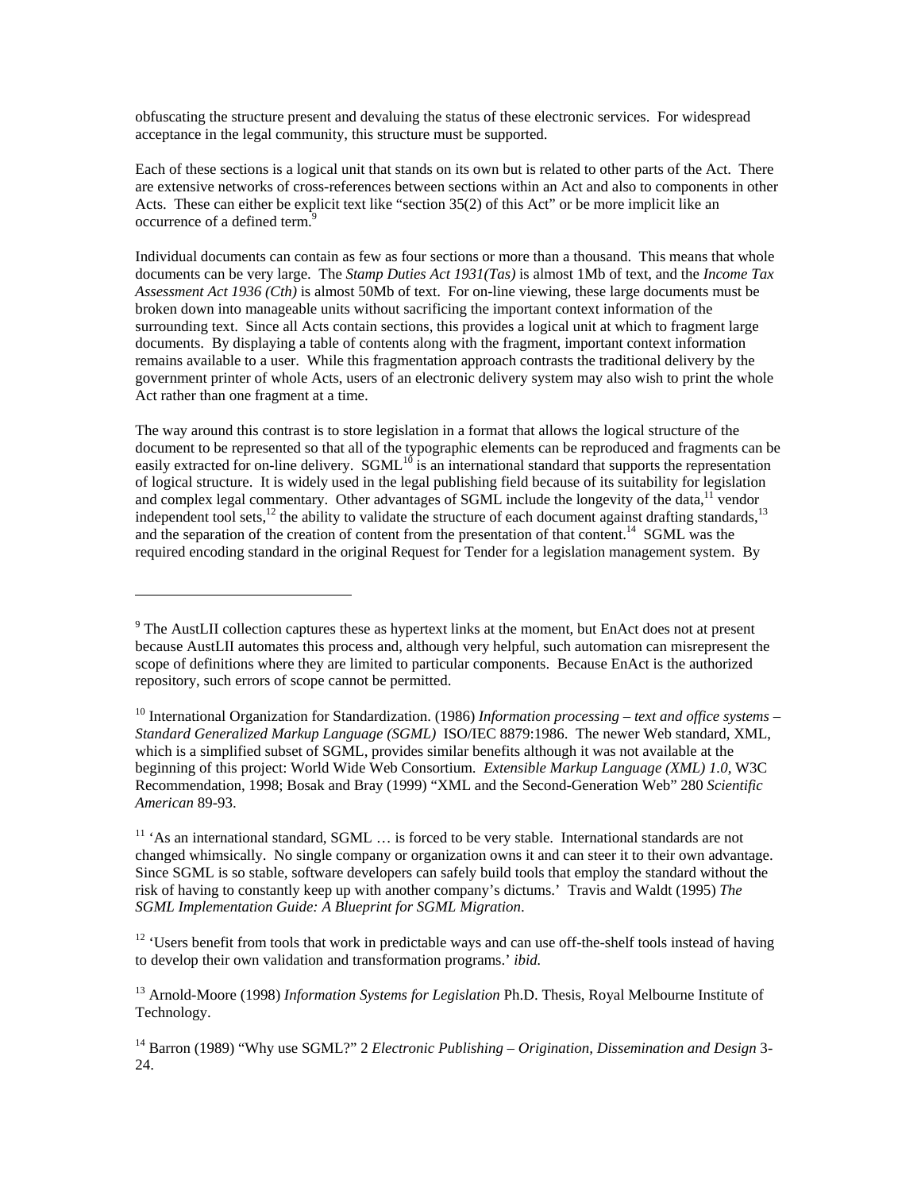obfuscating the structure present and devaluing the status of these electronic services. For widespread acceptance in the legal community, this structure must be supported.

Each of these sections is a logical unit that stands on its own but is related to other parts of the Act. There are extensive networks of cross-references between sections within an Act and also to components in other Acts. These can either be explicit text like “section 35(2) of this Act” or be more implicit like an occurrence of a defined term.[9]

Individual documents can contain as few as four sections or more than a thousand. This means that whole documents can be very large. The *Stamp Duties Act 1931(Tas)* is almost 1Mb of text, and the *Income Tax Assessment Act 1936 (Cth)* is almost 50Mb of text. For on-line viewing, these large documents must be broken down into manageable units without sacrificing the important context information of the surrounding text. Since all Acts contain sections, this provides a logical unit at which to fragment large documents. By displaying a table of contents along with the fragment, important context information remains available to a user. While this fragmentation approach contrasts the traditional delivery by the government printer of whole Acts, users of an electronic delivery system may also wish to print the whole Act rather than one fragment at a time.

The way around this contrast is to store legislation in a format that allows the logical structure of the document to be represented so that all of the typographic elements can be reproduced and fragments can be easily extracted for on-line delivery. SGML[10] is an international standard that supports the representation of logical structure. It is widely used in the legal publishing field because of its suitability for legislation and complex legal commentary. Other advantages of SGML include the longevity of the data,[11] vendor independent tool sets,[12] the ability to validate the structure of each document against drafting standards,[13] and the separation of the creation of content from the presentation of that content.[14] SGML was the required encoding standard in the original Request for Tender for a legislation management system. By

---

[9] The AustLII collection captures these as hypertext links at the moment, but EnAct does not at present because AustLII automates this process and, although very helpful, such automation can misrepresent the scope of definitions where they are limited to particular components. Because EnAct is the authorized repository, such errors of scope cannot be permitted.

[10] International Organization for Standardization. (1986) *Information processing – text and office systems – Standard Generalized Markup Language (SGML)* ISO/IEC 8879:1986. The newer Web standard, XML, which is a simplified subset of SGML, provides similar benefits although it was not available at the beginning of this project: World Wide Web Consortium. *Extensible Markup Language (XML) 1.0*, W3C Recommendation, 1998; Bosak and Bray (1999) “XML and the Second-Generation Web” 280 *Scientific American* 89-93.

[11] ‘As an international standard, SGML … is forced to be very stable. International standards are not changed whimsically. No single company or organization owns it and can steer it to their own advantage. Since SGML is so stable, software developers can safely build tools that employ the standard without the risk of having to constantly keep up with another company’s dictums.’ Travis and Waldt (1995) *The SGML Implementation Guide: A Blueprint for SGML Migration*.

[12] ‘Users benefit from tools that work in predictable ways and can use off-the-shelf tools instead of having to develop their own validation and transformation programs.’ *ibid.*

[13] Arnold-Moore (1998) *Information Systems for Legislation* Ph.D. Thesis, Royal Melbourne Institute of Technology.

[14] Barron (1989) “Why use SGML?” 2 *Electronic Publishing – Origination, Dissemination and Design* 3-24.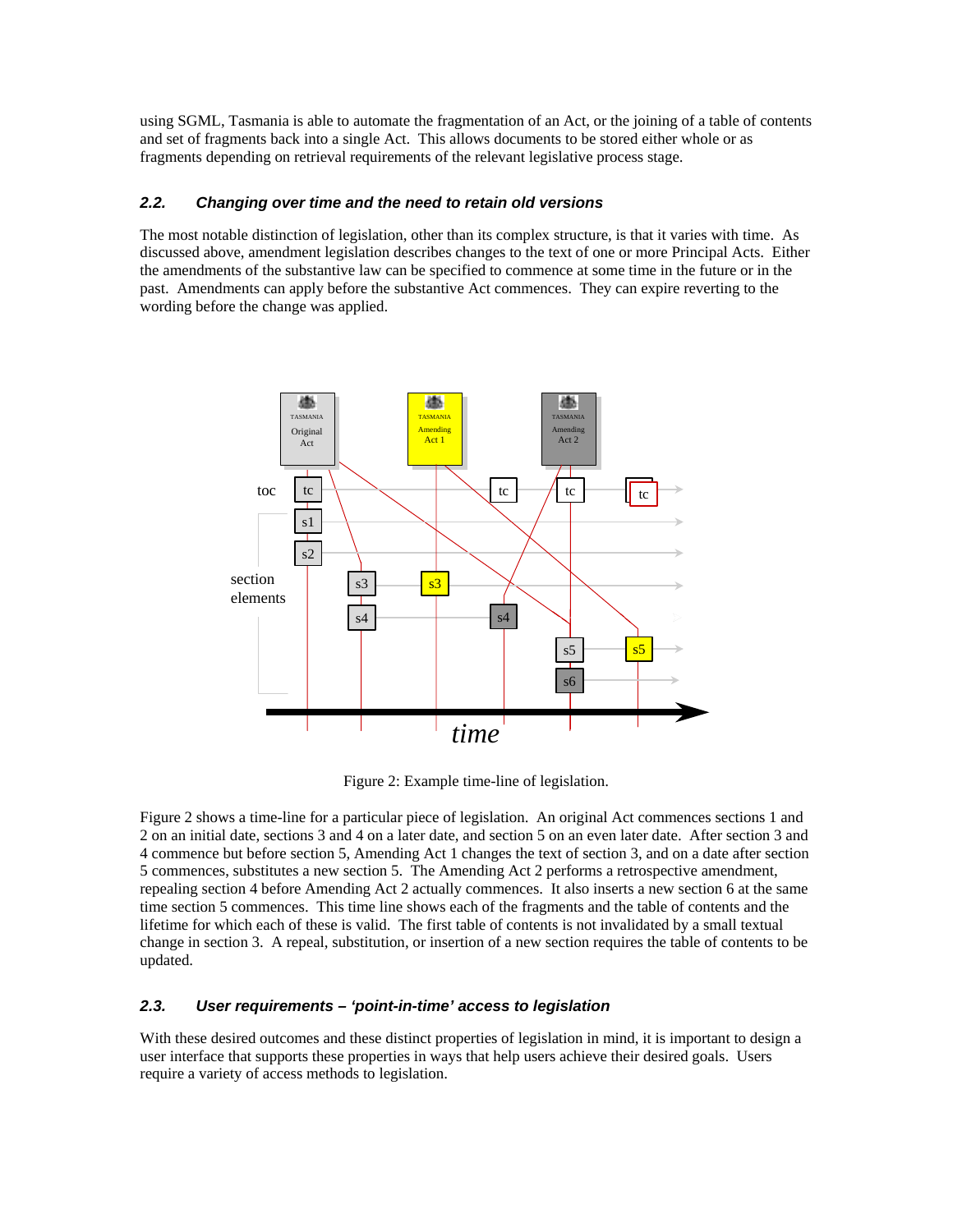using SGML, Tasmania is able to automate the fragmentation of an Act, or the joining of a table of contents and set of fragments back into a single Act. This allows documents to be stored either whole or as fragments depending on retrieval requirements of the relevant legislative process stage.

### 2.2. Changing over time and the need to retain old versions

The most notable distinction of legislation, other than its complex structure, is that it varies with time. As discussed above, amendment legislation describes changes to the text of one or more Principal Acts. Either the amendments of the substantive law can be specified to commence at some time in the future or in the past. Amendments can apply before the substantive Act commences. They can expire reverting to the wording before the change was applied.

Figure 2: Example time-line of legislation.

Figure 2 shows a time-line for a particular piece of legislation. An original Act commences sections 1 and 2 on an initial date, sections 3 and 4 on a later date, and section 5 on an even later date. After section 3 and 4 commence but before section 5, Amending Act 1 changes the text of section 3, and on a date after section 5 commences, substitutes a new section 5. The Amending Act 2 performs a retrospective amendment, repealing section 4 before Amending Act 2 actually commences. It also inserts a new section 6 at the same time section 5 commences. This time line shows each of the fragments and the table of contents and the lifetime for which each of these is valid. The first table of contents is not invalidated by a small textual change in section 3. A repeal, substitution, or insertion of a new section requires the table of contents to be updated.

### 2.3. User requirements – 'point-in-time' access to legislation

With these desired outcomes and these distinct properties of legislation in mind, it is important to design a user interface that supports these properties in ways that help users achieve their desired goals. Users require a variety of access methods to legislation.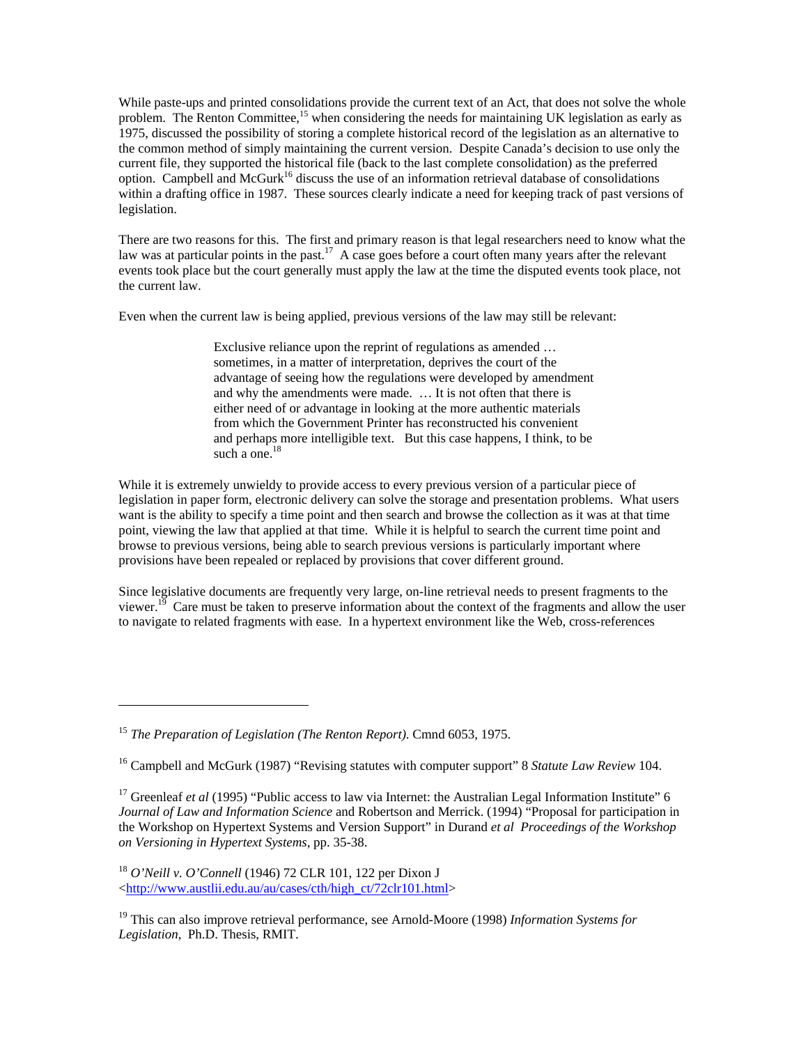While paste-ups and printed consolidations provide the current text of an Act, that does not solve the whole problem. The Renton Committee,[15] when considering the needs for maintaining UK legislation as early as 1975, discussed the possibility of storing a complete historical record of the legislation as an alternative to the common method of simply maintaining the current version. Despite Canada's decision to use only the current file, they supported the historical file (back to the last complete consolidation) as the preferred option. Campbell and McGurk[16] discuss the use of an information retrieval database of consolidations within a drafting office in 1987. These sources clearly indicate a need for keeping track of past versions of legislation.

There are two reasons for this. The first and primary reason is that legal researchers need to know what the law was at particular points in the past.[17] A case goes before a court often many years after the relevant events took place but the court generally must apply the law at the time the disputed events took place, not the current law.

Even when the current law is being applied, previous versions of the law may still be relevant:

> Exclusive reliance upon the reprint of regulations as amended … sometimes, in a matter of interpretation, deprives the court of the advantage of seeing how the regulations were developed by amendment and why the amendments were made. … It is not often that there is either need of or advantage in looking at the more authentic materials from which the Government Printer has reconstructed his convenient and perhaps more intelligible text. But this case happens, I think, to be such a one.[18]

While it is extremely unwieldy to provide access to every previous version of a particular piece of legislation in paper form, electronic delivery can solve the storage and presentation problems. What users want is the ability to specify a time point and then search and browse the collection as it was at that time point, viewing the law that applied at that time. While it is helpful to search the current time point and browse to previous versions, being able to search previous versions is particularly important where provisions have been repealed or replaced by provisions that cover different ground.

Since legislative documents are frequently very large, on-line retrieval needs to present fragments to the viewer.[19] Care must be taken to preserve information about the context of the fragments and allow the user to navigate to related fragments with ease. In a hypertext environment like the Web, cross-references

---

[15] *The Preparation of Legislation (The Renton Report).* Cmnd 6053, 1975.

[16] Campbell and McGurk (1987) "Revising statutes with computer support" 8 *Statute Law Review* 104.

[17] Greenleaf *et al* (1995) "Public access to law via Internet: the Australian Legal Information Institute" 6 *Journal of Law and Information Science* and Robertson and Merrick. (1994) "Proposal for participation in the Workshop on Hypertext Systems and Version Support" in Durand *et al* *Proceedings of the Workshop on Versioning in Hypertext Systems*, pp. 35-38.

[18] *O'Neill v. O'Connell* (1946) 72 CLR 101, 122 per Dixon J <http://www.austlii.edu.au/au/cases/cth/high_ct/72clr101.html>

[19] This can also improve retrieval performance, see Arnold-Moore (1998) *Information Systems for Legislation*, Ph.D. Thesis, RMIT.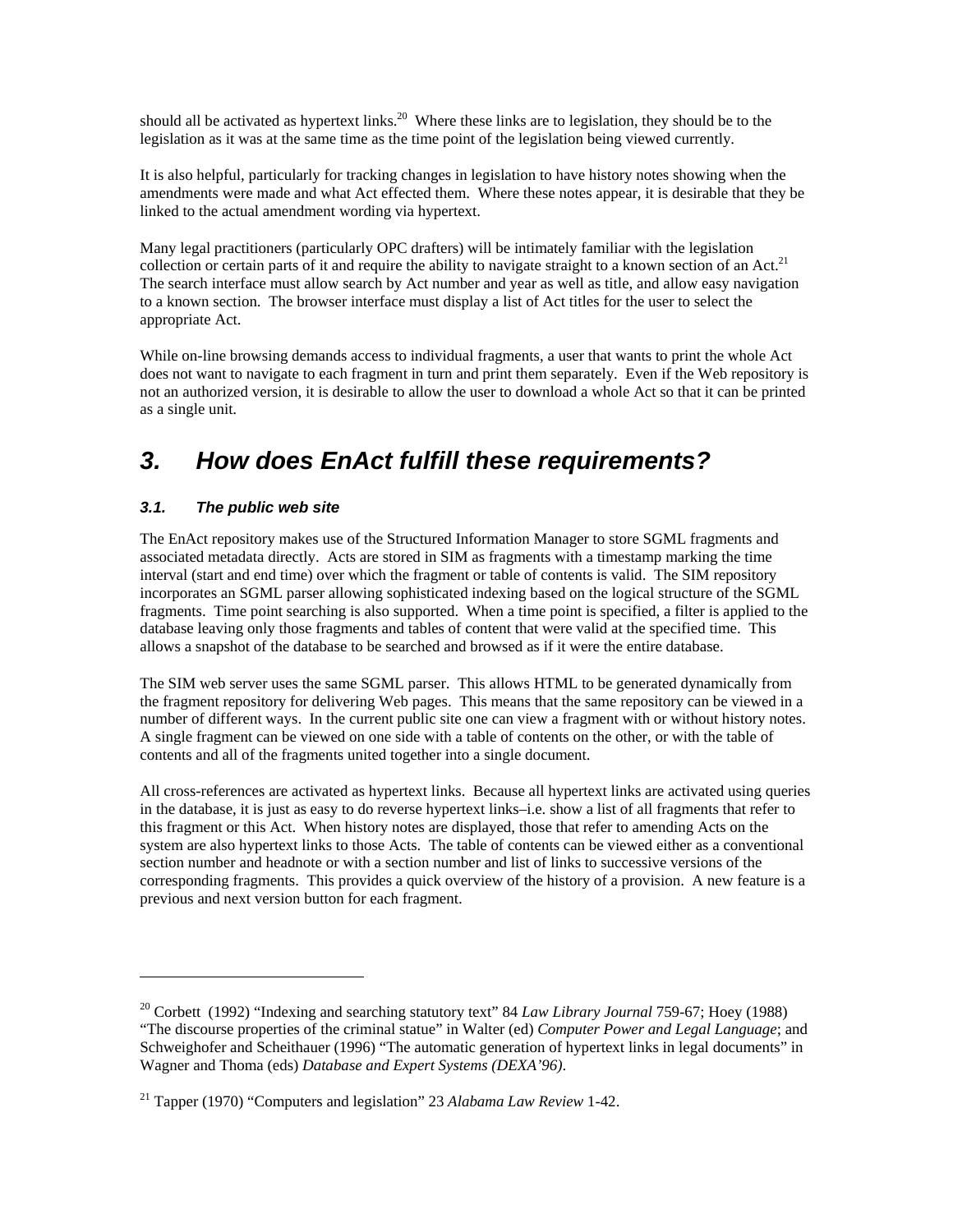should all be activated as hypertext links.[20] Where these links are to legislation, they should be to the legislation as it was at the same time as the time point of the legislation being viewed currently.

It is also helpful, particularly for tracking changes in legislation to have history notes showing when the amendments were made and what Act effected them. Where these notes appear, it is desirable that they be linked to the actual amendment wording via hypertext.

Many legal practitioners (particularly OPC drafters) will be intimately familiar with the legislation collection or certain parts of it and require the ability to navigate straight to a known section of an Act.[21] The search interface must allow search by Act number and year as well as title, and allow easy navigation to a known section. The browser interface must display a list of Act titles for the user to select the appropriate Act.

While on-line browsing demands access to individual fragments, a user that wants to print the whole Act does not want to navigate to each fragment in turn and print them separately. Even if the Web repository is not an authorized version, it is desirable to allow the user to download a whole Act so that it can be printed as a single unit.

## *3. How does EnAct fulfill these requirements?*

### *3.1. The public web site*

The EnAct repository makes use of the Structured Information Manager to store SGML fragments and associated metadata directly. Acts are stored in SIM as fragments with a timestamp marking the time interval (start and end time) over which the fragment or table of contents is valid. The SIM repository incorporates an SGML parser allowing sophisticated indexing based on the logical structure of the SGML fragments. Time point searching is also supported. When a time point is specified, a filter is applied to the database leaving only those fragments and tables of content that were valid at the specified time. This allows a snapshot of the database to be searched and browsed as if it were the entire database.

The SIM web server uses the same SGML parser. This allows HTML to be generated dynamically from the fragment repository for delivering Web pages. This means that the same repository can be viewed in a number of different ways. In the current public site one can view a fragment with or without history notes. A single fragment can be viewed on one side with a table of contents on the other, or with the table of contents and all of the fragments united together into a single document.

All cross-references are activated as hypertext links. Because all hypertext links are activated using queries in the database, it is just as easy to do reverse hypertext links–i.e. show a list of all fragments that refer to this fragment or this Act. When history notes are displayed, those that refer to amending Acts on the system are also hypertext links to those Acts. The table of contents can be viewed either as a conventional section number and headnote or with a section number and list of links to successive versions of the corresponding fragments. This provides a quick overview of the history of a provision. A new feature is a previous and next version button for each fragment.

---

[20] Corbett (1992) "Indexing and searching statutory text" 84 *Law Library Journal* 759-67; Hoey (1988) "The discourse properties of the criminal statue" in Walter (ed) *Computer Power and Legal Language*; and Schweighofer and Scheithauer (1996) "The automatic generation of hypertext links in legal documents" in Wagner and Thoma (eds) *Database and Expert Systems (DEXA'96)*.

[21] Tapper (1970) "Computers and legislation" 23 *Alabama Law Review* 1-42.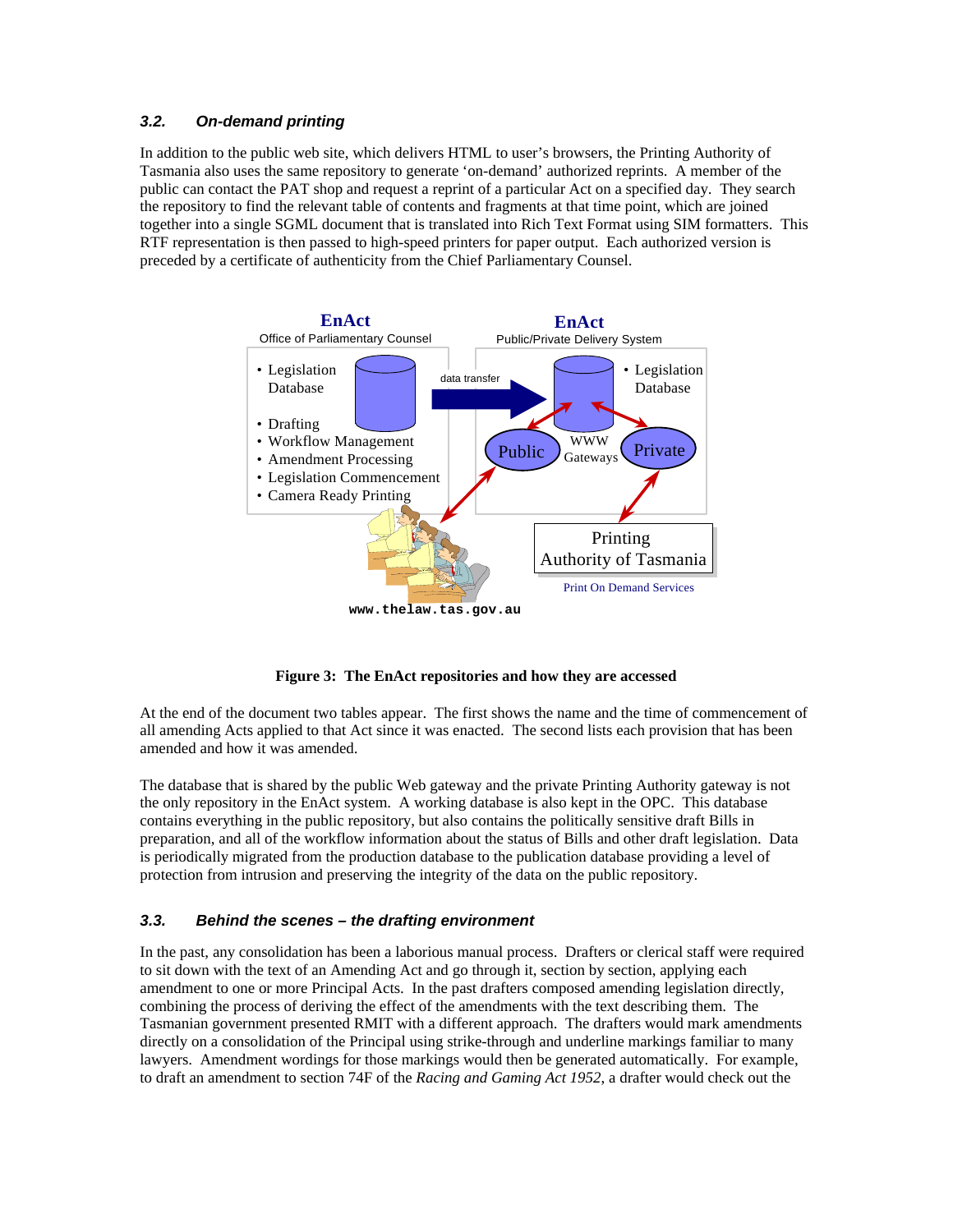### 3.2. *On-demand printing*

In addition to the public web site, which delivers HTML to user's browsers, the Printing Authority of Tasmania also uses the same repository to generate 'on-demand' authorized reprints. A member of the public can contact the PAT shop and request a reprint of a particular Act on a specified day. They search the repository to find the relevant table of contents and fragments at that time point, which are joined together into a single SGML document that is translated into Rich Text Format using SIM formatters. This RTF representation is then passed to high-speed printers for paper output. Each authorized version is preceded by a certificate of authenticity from the Chief Parliamentary Counsel.

**Figure 3: The EnAct repositories and how they are accessed**

At the end of the document two tables appear. The first shows the name and the time of commencement of all amending Acts applied to that Act since it was enacted. The second lists each provision that has been amended and how it was amended.

The database that is shared by the public Web gateway and the private Printing Authority gateway is not the only repository in the EnAct system. A working database is also kept in the OPC. This database contains everything in the public repository, but also contains the politically sensitive draft Bills in preparation, and all of the workflow information about the status of Bills and other draft legislation. Data is periodically migrated from the production database to the publication database providing a level of protection from intrusion and preserving the integrity of the data on the public repository.

### 3.3. *Behind the scenes – the drafting environment*

In the past, any consolidation has been a laborious manual process. Drafters or clerical staff were required to sit down with the text of an Amending Act and go through it, section by section, applying each amendment to one or more Principal Acts. In the past drafters composed amending legislation directly, combining the process of deriving the effect of the amendments with the text describing them. The Tasmanian government presented RMIT with a different approach. The drafters would mark amendments directly on a consolidation of the Principal using strike-through and underline markings familiar to many lawyers. Amendment wordings for those markings would then be generated automatically. For example, to draft an amendment to section 74F of the *Racing and Gaming Act 1952*, a drafter would check out the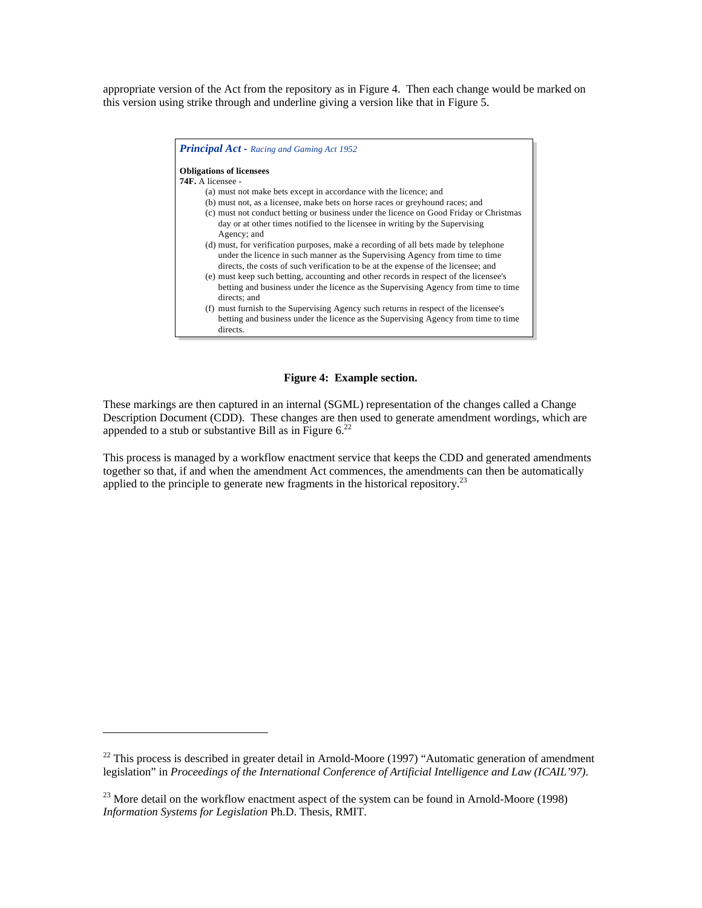appropriate version of the Act from the repository as in Figure 4. Then each change would be marked on this version using strike through and underline giving a version like that in Figure 5.

> ***Principal Act*** *- Racing and Gaming Act 1952*
>
> **Obligations of licensees**
>
> **74F.** A licensee -
>
> (a) must not make bets except in accordance with the licence; and
>
> (b) must not, as a licensee, make bets on horse races or greyhound races; and
>
> (c) must not conduct betting or business under the licence on Good Friday or Christmas day or at other times notified to the licensee in writing by the Supervising Agency; and
>
> (d) must, for verification purposes, make a recording of all bets made by telephone under the licence in such manner as the Supervising Agency from time to time directs, the costs of such verification to be at the expense of the licensee; and
>
> (e) must keep such betting, accounting and other records in respect of the licensee's betting and business under the licence as the Supervising Agency from time to time directs; and
>
> (f) must furnish to the Supervising Agency such returns in respect of the licensee's betting and business under the licence as the Supervising Agency from time to time directs.

**Figure 4: Example section.**

These markings are then captured in an internal (SGML) representation of the changes called a Change Description Document (CDD). These changes are then used to generate amendment wordings, which are appended to a stub or substantive Bill as in Figure 6.[22]

This process is managed by a workflow enactment service that keeps the CDD and generated amendments together so that, if and when the amendment Act commences, the amendments can then be automatically applied to the principle to generate new fragments in the historical repository.[23]

---

[22] This process is described in greater detail in Arnold-Moore (1997) "Automatic generation of amendment legislation" in *Proceedings of the International Conference of Artificial Intelligence and Law (ICAIL'97)*.

[23] More detail on the workflow enactment aspect of the system can be found in Arnold-Moore (1998) *Information Systems for Legislation* Ph.D. Thesis, RMIT.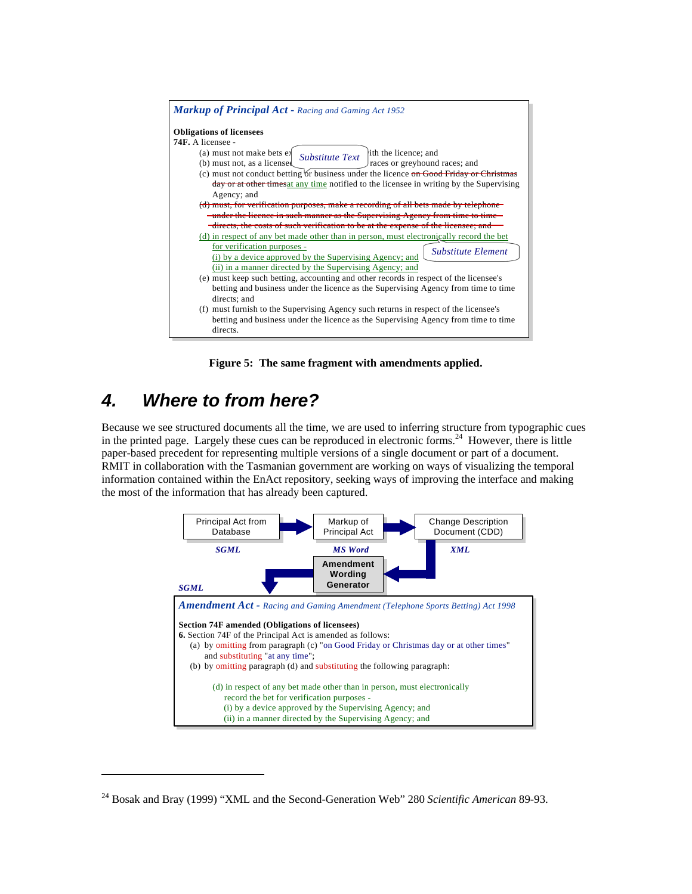**Markup of Principal Act** - *Racing and Gaming Act 1952*

**Obligations of licensees**

**74F.** A licensee -

(a) must not make bets ex[*Substitute Text*]ith the licence; and

(b) must not, as a licensee races or greyhound races; and

(c) must not conduct betting or business under the licence ~~on Good Friday or Christmas day or at other times~~at any time notified to the licensee in writing by the Supervising Agency; and

~~(d) must, for verification purposes, make a recording of all bets made by telephone under the licence in such manner as the Supervising Agency from time to time directs, the costs of such verification to be at the expense of the licensee; and~~

(d) in respect of any bet made other than in person, must electronically record the bet for verification purposes -
(i) by a device approved by the Supervising Agency; and
(ii) in a manner directed by the Supervising Agency; and

*Substitute Element*

(e) must keep such betting, accounting and other records in respect of the licensee's betting and business under the licence as the Supervising Agency from time to time directs; and

(f) must furnish to the Supervising Agency such returns in respect of the licensee's betting and business under the licence as the Supervising Agency from time to time directs.

**Figure 5: The same fragment with amendments applied.**

# 4. Where to from here?

Because we see structured documents all the time, we are used to inferring structure from typographic cues in the printed page. Largely these cues can be reproduced in electronic forms.[24] However, there is little paper-based precedent for representing multiple versions of a single document or part of a document. RMIT in collaboration with the Tasmanian government are working on ways of visualizing the temporal information contained within the EnAct repository, seeking ways of improving the interface and making the most of the information that has already been captured.

Principal Act from Database (*SGML*) → Markup of Principal Act (*MS Word*) → Change Description Document (CDD) (*XML*) → **Amendment Wording Generator** → *SGML*

**Amendment Act** - *Racing and Gaming Amendment (Telephone Sports Betting) Act 1998*

**Section 74F amended (Obligations of licensees)**

**6.** Section 74F of the Principal Act is amended as follows:

(a) by omitting from paragraph (c) "on Good Friday or Christmas day or at other times" and substituting "at any time";

(b) by omitting paragraph (d) and substituting the following paragraph:

(d) in respect of any bet made other than in person, must electronically record the bet for verification purposes -
(i) by a device approved by the Supervising Agency; and
(ii) in a manner directed by the Supervising Agency; and

---

[24] Bosak and Bray (1999) "XML and the Second-Generation Web" 280 *Scientific American* 89-93.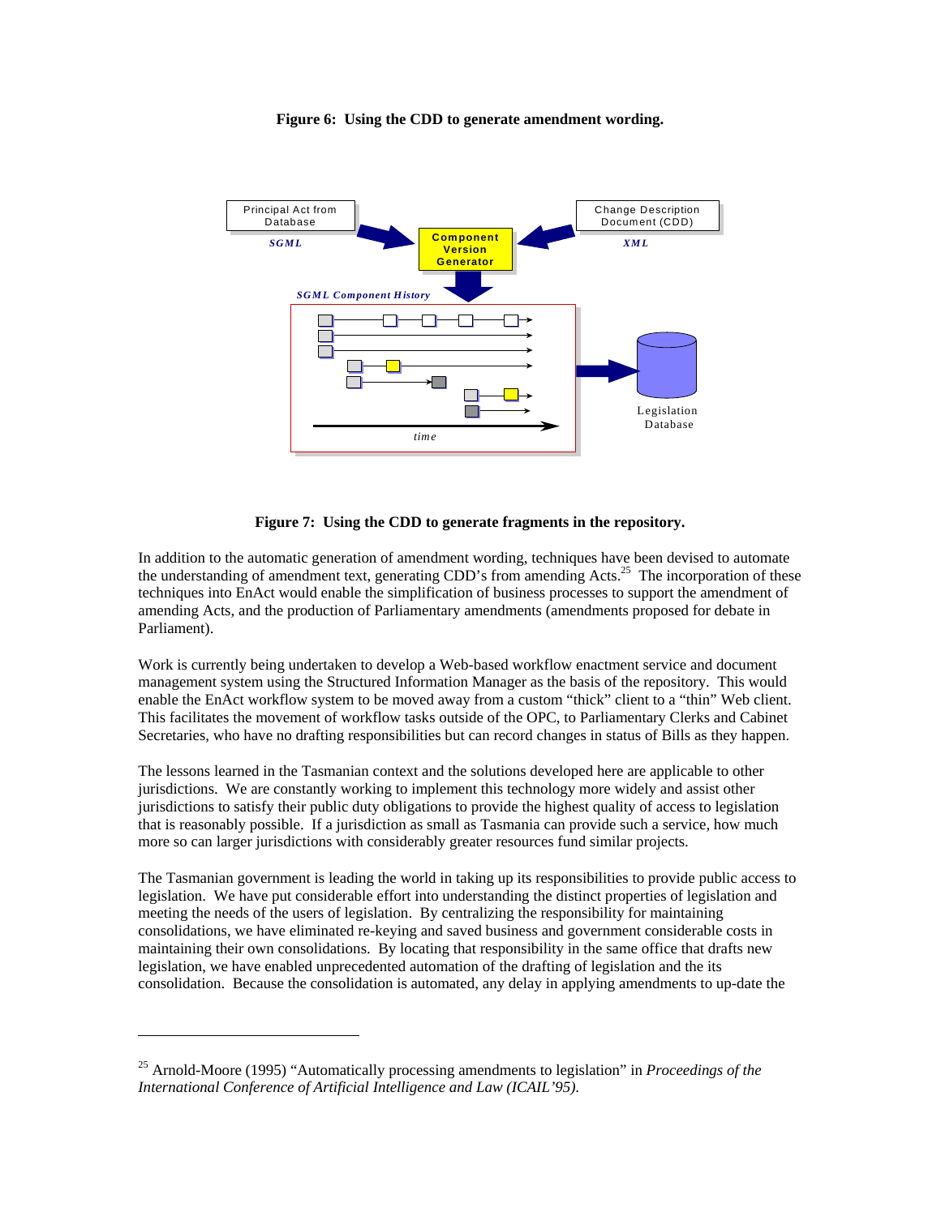**Figure 6: Using the CDD to generate amendment wording.**

**Figure 7: Using the CDD to generate fragments in the repository.**

In addition to the automatic generation of amendment wording, techniques have been devised to automate the understanding of amendment text, generating CDD's from amending Acts.[25] The incorporation of these techniques into EnAct would enable the simplification of business processes to support the amendment of amending Acts, and the production of Parliamentary amendments (amendments proposed for debate in Parliament).

Work is currently being undertaken to develop a Web-based workflow enactment service and document management system using the Structured Information Manager as the basis of the repository. This would enable the EnAct workflow system to be moved away from a custom "thick" client to a "thin" Web client. This facilitates the movement of workflow tasks outside of the OPC, to Parliamentary Clerks and Cabinet Secretaries, who have no drafting responsibilities but can record changes in status of Bills as they happen.

The lessons learned in the Tasmanian context and the solutions developed here are applicable to other jurisdictions. We are constantly working to implement this technology more widely and assist other jurisdictions to satisfy their public duty obligations to provide the highest quality of access to legislation that is reasonably possible. If a jurisdiction as small as Tasmania can provide such a service, how much more so can larger jurisdictions with considerably greater resources fund similar projects.

The Tasmanian government is leading the world in taking up its responsibilities to provide public access to legislation. We have put considerable effort into understanding the distinct properties of legislation and meeting the needs of the users of legislation. By centralizing the responsibility for maintaining consolidations, we have eliminated re-keying and saved business and government considerable costs in maintaining their own consolidations. By locating that responsibility in the same office that drafts new legislation, we have enabled unprecedented automation of the drafting of legislation and the its consolidation. Because the consolidation is automated, any delay in applying amendments to up-date the

[25] Arnold-Moore (1995) "Automatically processing amendments to legislation" in *Proceedings of the International Conference of Artificial Intelligence and Law (ICAIL'95).*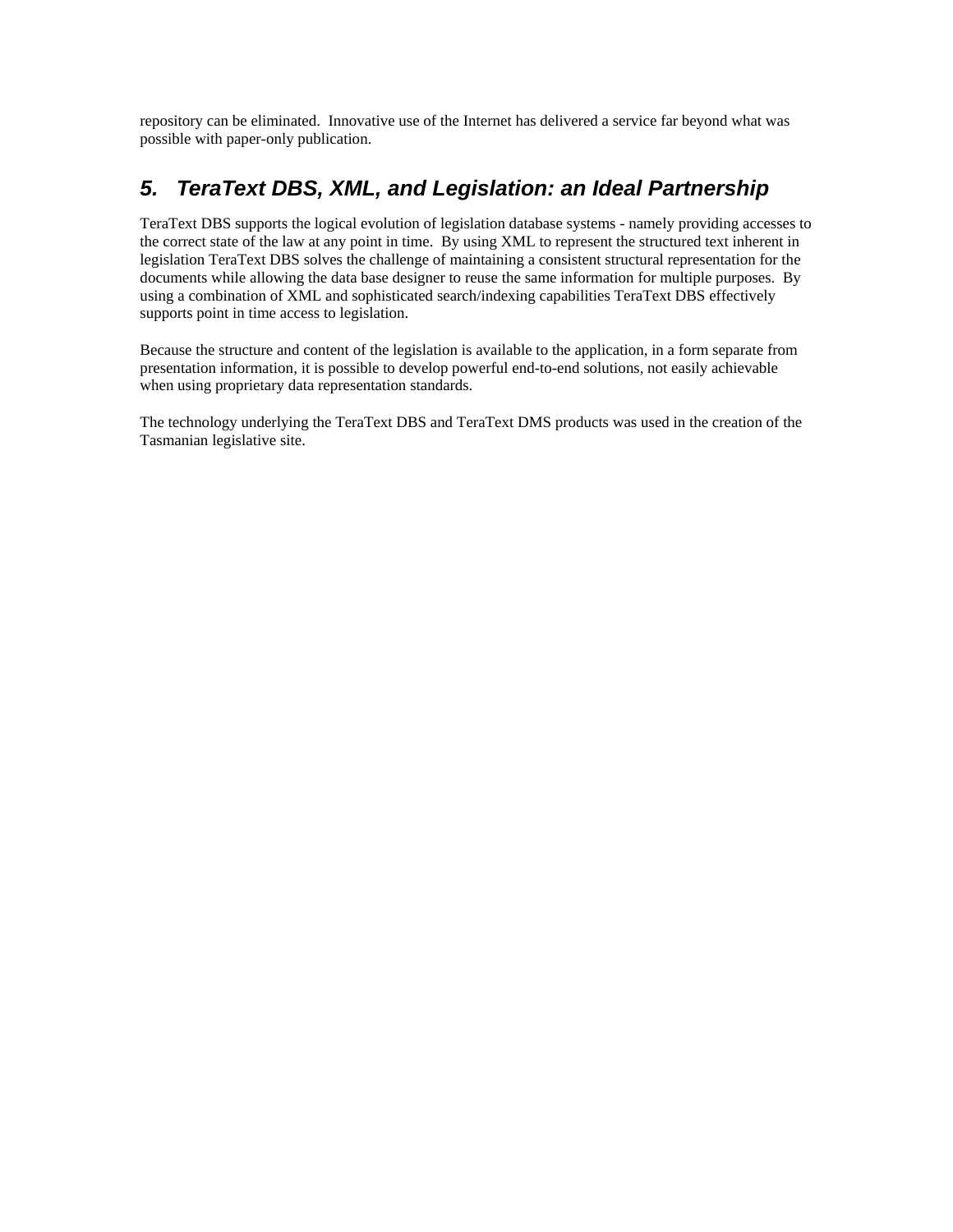repository can be eliminated.  Innovative use of the Internet has delivered a service far beyond what was possible with paper-only publication.

## 5. TeraText DBS, XML, and Legislation: an Ideal Partnership

TeraText DBS supports the logical evolution of legislation database systems - namely providing accesses to the correct state of the law at any point in time.  By using XML to represent the structured text inherent in legislation TeraText DBS solves the challenge of maintaining a consistent structural representation for the documents while allowing the data base designer to reuse the same information for multiple purposes.  By using a combination of XML and sophisticated search/indexing capabilities TeraText DBS effectively supports point in time access to legislation.

Because the structure and content of the legislation is available to the application, in a form separate from presentation information, it is possible to develop powerful end-to-end solutions, not easily achievable when using proprietary data representation standards.

The technology underlying the TeraText DBS and TeraText DMS products was used in the creation of the Tasmanian legislative site.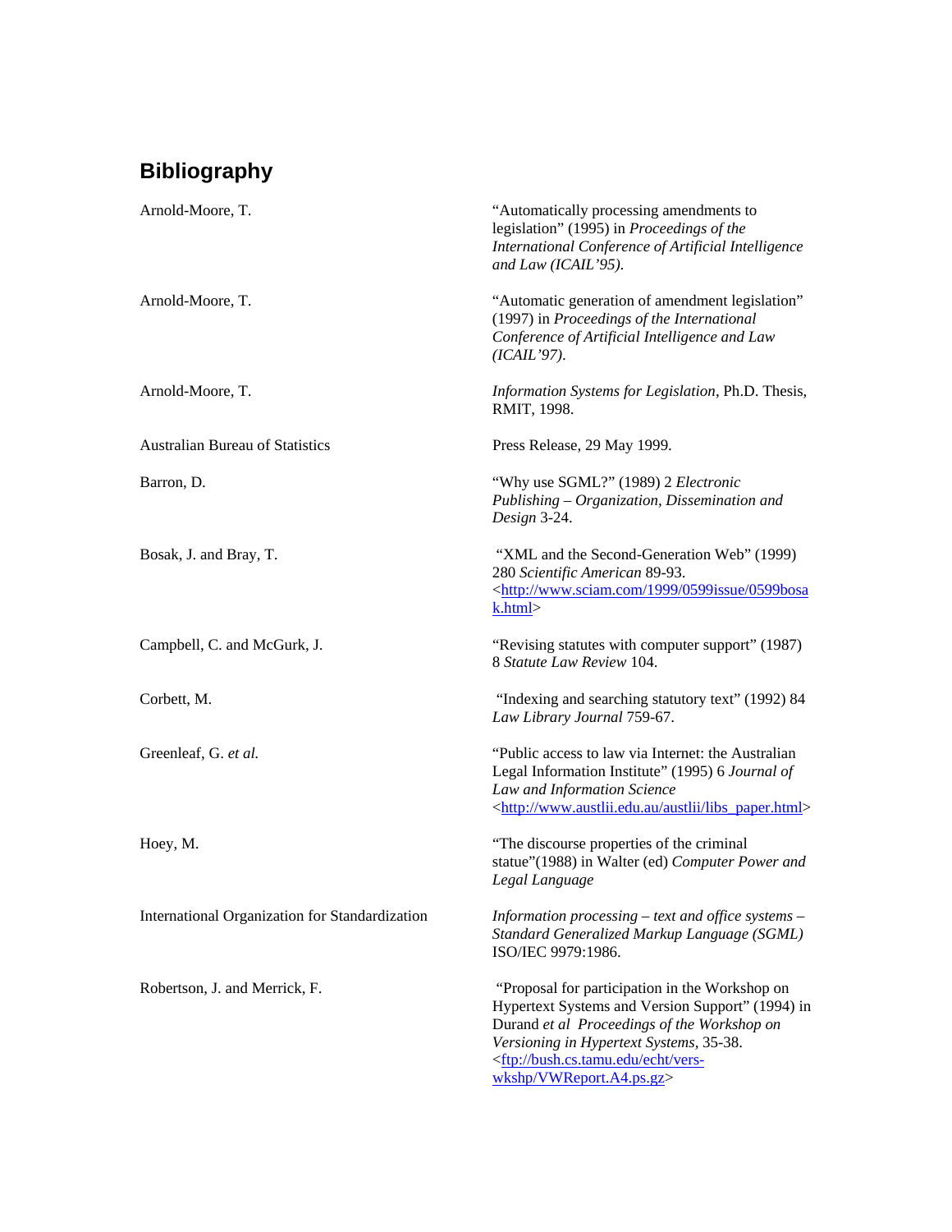## Bibliography

| | |
|---|---|
| Arnold-Moore, T. | "Automatically processing amendments to legislation" (1995) in *Proceedings of the International Conference of Artificial Intelligence and Law (ICAIL'95).* |
| Arnold-Moore, T. | "Automatic generation of amendment legislation" (1997) in *Proceedings of the International Conference of Artificial Intelligence and Law (ICAIL'97).* |
| Arnold-Moore, T. | *Information Systems for Legislation*, Ph.D. Thesis, RMIT, 1998. |
| Australian Bureau of Statistics | Press Release, 29 May 1999. |
| Barron, D. | "Why use SGML?" (1989) 2 *Electronic Publishing – Organization, Dissemination and Design* 3-24. |
| Bosak, J. and Bray, T. | "XML and the Second-Generation Web" (1999) 280 *Scientific American* 89-93. <http://www.sciam.com/1999/0599issue/0599bosak.html> |
| Campbell, C. and McGurk, J. | "Revising statutes with computer support" (1987) 8 *Statute Law Review* 104. |
| Corbett, M. | "Indexing and searching statutory text" (1992) 84 *Law Library Journal* 759-67. |
| Greenleaf, G. *et al.* | "Public access to law via Internet: the Australian Legal Information Institute" (1995) 6 *Journal of Law and Information Science* <http://www.austlii.edu.au/austlii/libs_paper.html> |
| Hoey, M. | "The discourse properties of the criminal statue"(1988) in Walter (ed) *Computer Power and Legal Language* |
| International Organization for Standardization | *Information processing – text and office systems – Standard Generalized Markup Language (SGML)* ISO/IEC 9979:1986. |
| Robertson, J. and Merrick, F. | "Proposal for participation in the Workshop on Hypertext Systems and Version Support" (1994) in Durand *et al* *Proceedings of the Workshop on Versioning in Hypertext Systems*, 35-38. <ftp://bush.cs.tamu.edu/echt/vers-wkshp/VWReport.A4.ps.gz> |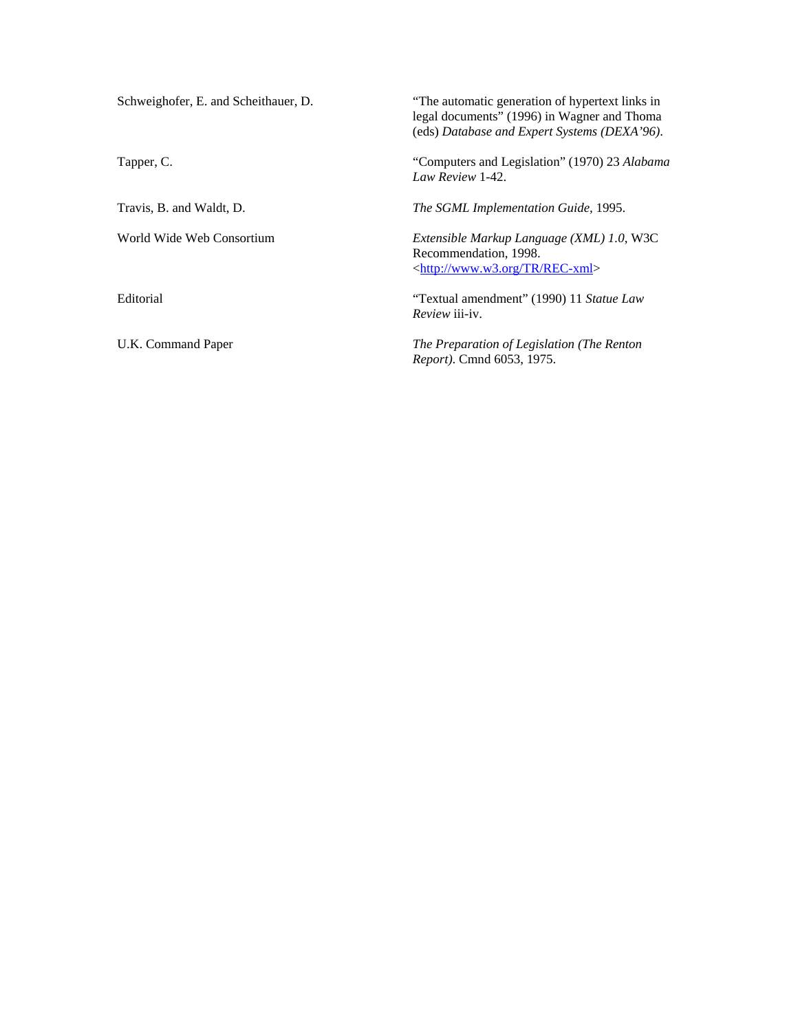| | |
|---|---|
| Schweighofer, E. and Scheithauer, D. | "The automatic generation of hypertext links in legal documents" (1996) in Wagner and Thoma (eds) *Database and Expert Systems (DEXA'96)*. |
| Tapper, C. | "Computers and Legislation" (1970) 23 *Alabama Law Review* 1-42. |
| Travis, B. and Waldt, D. | *The SGML Implementation Guide*, 1995. |
| World Wide Web Consortium | *Extensible Markup Language (XML) 1.0*, W3C Recommendation, 1998. <http://www.w3.org/TR/REC-xml> |
| Editorial | "Textual amendment" (1990) 11 *Statue Law Review* iii-iv. |
| U.K. Command Paper | *The Preparation of Legislation (The Renton Report).* Cmnd 6053, 1975. |